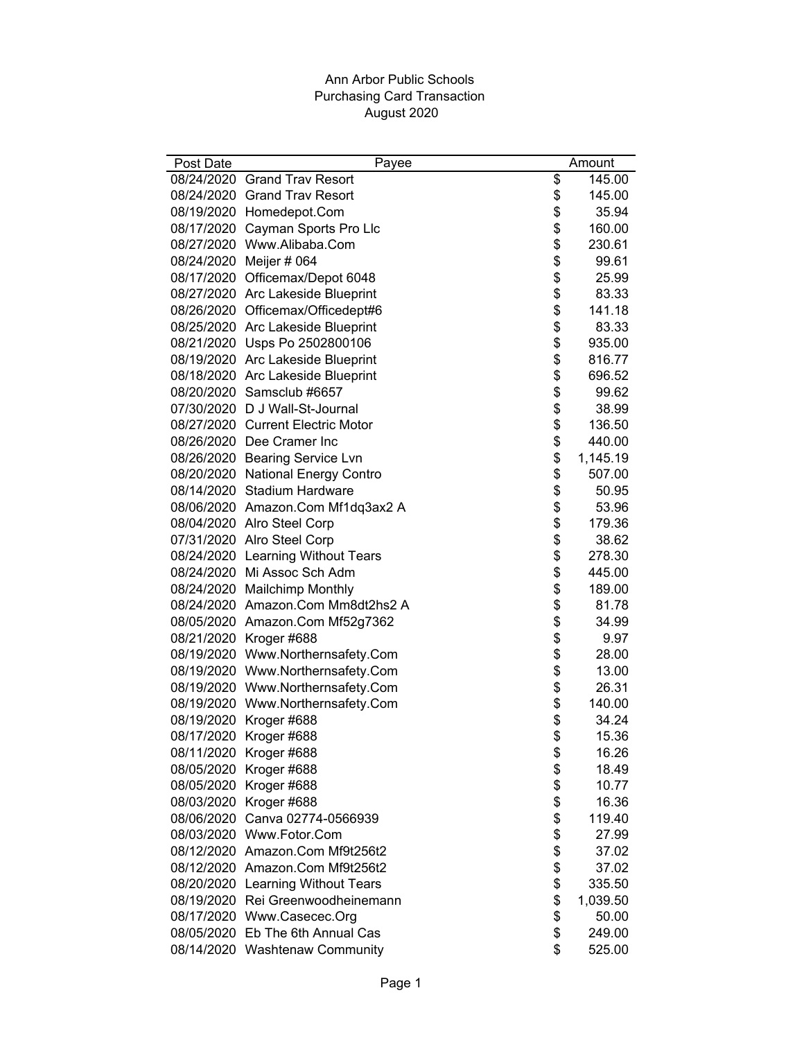# Ann Arbor Public Schools
## Purchasing Card Transaction
## August 2020

| Post Date | Payee | Amount |
|---|---|---|
| 08/24/2020 | Grand Trav Resort | $ 145.00 |
| 08/24/2020 | Grand Trav Resort | $ 145.00 |
| 08/19/2020 | Homedepot.Com | $ 35.94 |
| 08/17/2020 | Cayman Sports Pro Llc | $ 160.00 |
| 08/27/2020 | Www.Alibaba.Com | $ 230.61 |
| 08/24/2020 | Meijer # 064 | $ 99.61 |
| 08/17/2020 | Officemax/Depot 6048 | $ 25.99 |
| 08/27/2020 | Arc Lakeside Blueprint | $ 83.33 |
| 08/26/2020 | Officemax/Officedept#6 | $ 141.18 |
| 08/25/2020 | Arc Lakeside Blueprint | $ 83.33 |
| 08/21/2020 | Usps Po 2502800106 | $ 935.00 |
| 08/19/2020 | Arc Lakeside Blueprint | $ 816.77 |
| 08/18/2020 | Arc Lakeside Blueprint | $ 696.52 |
| 08/20/2020 | Samsclub #6657 | $ 99.62 |
| 07/30/2020 | D J Wall-St-Journal | $ 38.99 |
| 08/27/2020 | Current Electric Motor | $ 136.50 |
| 08/26/2020 | Dee Cramer Inc | $ 440.00 |
| 08/26/2020 | Bearing Service Lvn | $ 1,145.19 |
| 08/20/2020 | National Energy Contro | $ 507.00 |
| 08/14/2020 | Stadium Hardware | $ 50.95 |
| 08/06/2020 | Amazon.Com Mf1dq3ax2 A | $ 53.96 |
| 08/04/2020 | Alro Steel Corp | $ 179.36 |
| 07/31/2020 | Alro Steel Corp | $ 38.62 |
| 08/24/2020 | Learning Without Tears | $ 278.30 |
| 08/24/2020 | Mi Assoc Sch Adm | $ 445.00 |
| 08/24/2020 | Mailchimp Monthly | $ 189.00 |
| 08/24/2020 | Amazon.Com Mm8dt2hs2 A | $ 81.78 |
| 08/05/2020 | Amazon.Com Mf52g7362 | $ 34.99 |
| 08/21/2020 | Kroger #688 | $ 9.97 |
| 08/19/2020 | Www.Northernsafety.Com | $ 28.00 |
| 08/19/2020 | Www.Northernsafety.Com | $ 13.00 |
| 08/19/2020 | Www.Northernsafety.Com | $ 26.31 |
| 08/19/2020 | Www.Northernsafety.Com | $ 140.00 |
| 08/19/2020 | Kroger #688 | $ 34.24 |
| 08/17/2020 | Kroger #688 | $ 15.36 |
| 08/11/2020 | Kroger #688 | $ 16.26 |
| 08/05/2020 | Kroger #688 | $ 18.49 |
| 08/05/2020 | Kroger #688 | $ 10.77 |
| 08/03/2020 | Kroger #688 | $ 16.36 |
| 08/06/2020 | Canva 02774-0566939 | $ 119.40 |
| 08/03/2020 | Www.Fotor.Com | $ 27.99 |
| 08/12/2020 | Amazon.Com Mf9t256t2 | $ 37.02 |
| 08/12/2020 | Amazon.Com Mf9t256t2 | $ 37.02 |
| 08/20/2020 | Learning Without Tears | $ 335.50 |
| 08/19/2020 | Rei Greenwoodheinemann | $ 1,039.50 |
| 08/17/2020 | Www.Casecec.Org | $ 50.00 |
| 08/05/2020 | Eb The 6th Annual Cas | $ 249.00 |
| 08/14/2020 | Washtenaw Community | $ 525.00 |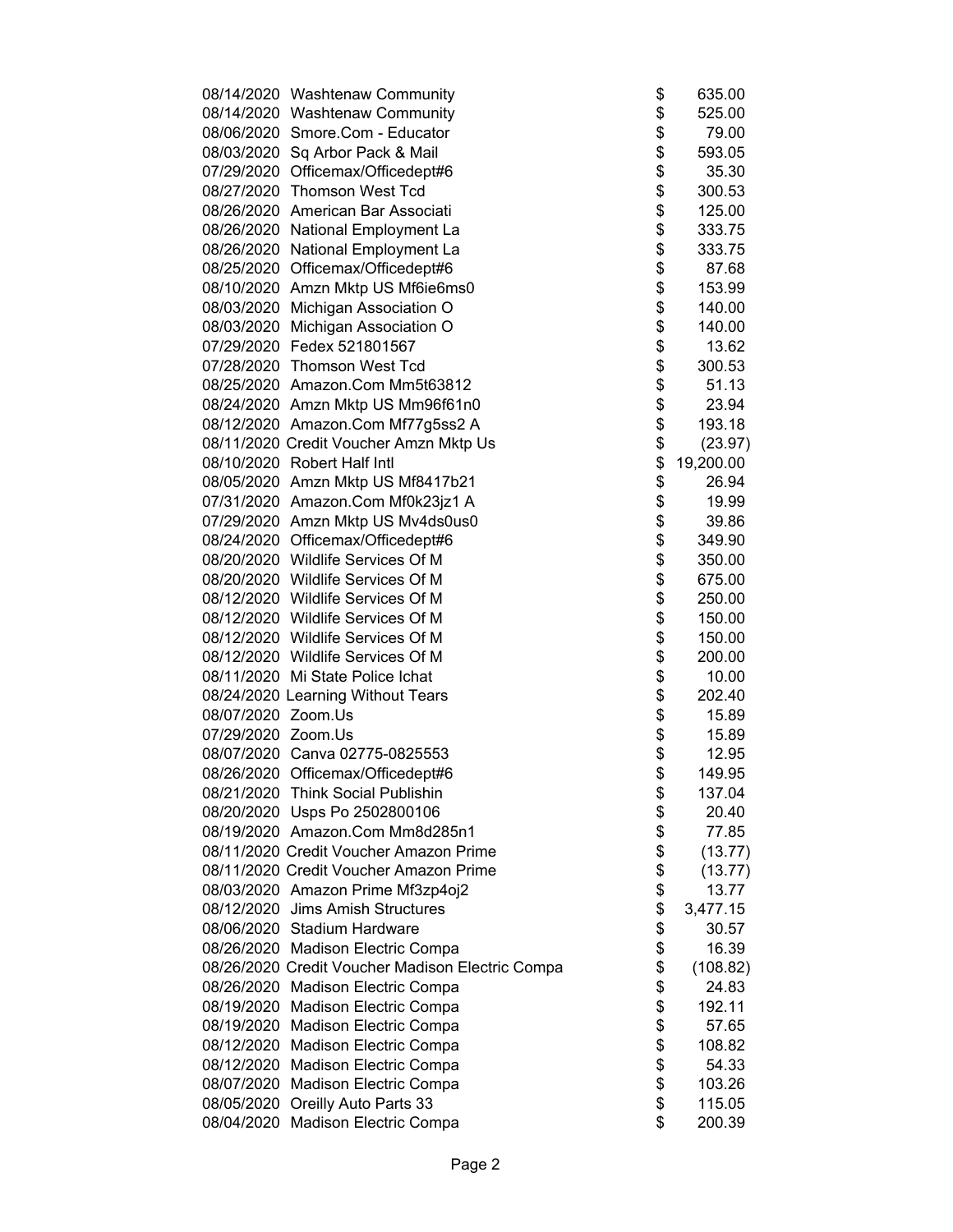| Date | Vendor | | Amount |
|---|---|---|---|
| 08/14/2020 | Washtenaw Community | $ | 635.00 |
| 08/14/2020 | Washtenaw Community | $ | 525.00 |
| 08/06/2020 | Smore.Com - Educator | $ | 79.00 |
| 08/03/2020 | Sq Arbor Pack & Mail | $ | 593.05 |
| 07/29/2020 | Officemax/Officedept#6 | $ | 35.30 |
| 08/27/2020 | Thomson West Tcd | $ | 300.53 |
| 08/26/2020 | American Bar Associati | $ | 125.00 |
| 08/26/2020 | National Employment La | $ | 333.75 |
| 08/26/2020 | National Employment La | $ | 333.75 |
| 08/25/2020 | Officemax/Officedept#6 | $ | 87.68 |
| 08/10/2020 | Amzn Mktp US Mf6ie6ms0 | $ | 153.99 |
| 08/03/2020 | Michigan Association O | $ | 140.00 |
| 08/03/2020 | Michigan Association O | $ | 140.00 |
| 07/29/2020 | Fedex 521801567 | $ | 13.62 |
| 07/28/2020 | Thomson West Tcd | $ | 300.53 |
| 08/25/2020 | Amazon.Com Mm5t63812 | $ | 51.13 |
| 08/24/2020 | Amzn Mktp US Mm96f61n0 | $ | 23.94 |
| 08/12/2020 | Amazon.Com Mf77g5ss2 A | $ | 193.18 |
| 08/11/2020 | Credit Voucher Amzn Mktp Us | $ | (23.97) |
| 08/10/2020 | Robert Half Intl | $ | 19,200.00 |
| 08/05/2020 | Amzn Mktp US Mf8417b21 | $ | 26.94 |
| 07/31/2020 | Amazon.Com Mf0k23jz1 A | $ | 19.99 |
| 07/29/2020 | Amzn Mktp US Mv4ds0us0 | $ | 39.86 |
| 08/24/2020 | Officemax/Officedept#6 | $ | 349.90 |
| 08/20/2020 | Wildlife Services Of M | $ | 350.00 |
| 08/20/2020 | Wildlife Services Of M | $ | 675.00 |
| 08/12/2020 | Wildlife Services Of M | $ | 250.00 |
| 08/12/2020 | Wildlife Services Of M | $ | 150.00 |
| 08/12/2020 | Wildlife Services Of M | $ | 150.00 |
| 08/12/2020 | Wildlife Services Of M | $ | 200.00 |
| 08/11/2020 | Mi State Police Ichat | $ | 10.00 |
| 08/24/2020 | Learning Without Tears | $ | 202.40 |
| 08/07/2020 | Zoom.Us | $ | 15.89 |
| 07/29/2020 | Zoom.Us | $ | 15.89 |
| 08/07/2020 | Canva 02775-0825553 | $ | 12.95 |
| 08/26/2020 | Officemax/Officedept#6 | $ | 149.95 |
| 08/21/2020 | Think Social Publishin | $ | 137.04 |
| 08/20/2020 | Usps Po 2502800106 | $ | 20.40 |
| 08/19/2020 | Amazon.Com Mm8d285n1 | $ | 77.85 |
| 08/11/2020 | Credit Voucher Amazon Prime | $ | (13.77) |
| 08/11/2020 | Credit Voucher Amazon Prime | $ | (13.77) |
| 08/03/2020 | Amazon Prime Mf3zp4oj2 | $ | 13.77 |
| 08/12/2020 | Jims Amish Structures | $ | 3,477.15 |
| 08/06/2020 | Stadium Hardware | $ | 30.57 |
| 08/26/2020 | Madison Electric Compa | $ | 16.39 |
| 08/26/2020 | Credit Voucher Madison Electric Compa | $ | (108.82) |
| 08/26/2020 | Madison Electric Compa | $ | 24.83 |
| 08/19/2020 | Madison Electric Compa | $ | 192.11 |
| 08/19/2020 | Madison Electric Compa | $ | 57.65 |
| 08/12/2020 | Madison Electric Compa | $ | 108.82 |
| 08/12/2020 | Madison Electric Compa | $ | 54.33 |
| 08/07/2020 | Madison Electric Compa | $ | 103.26 |
| 08/05/2020 | Oreilly Auto Parts 33 | $ | 115.05 |
| 08/04/2020 | Madison Electric Compa | $ | 200.39 |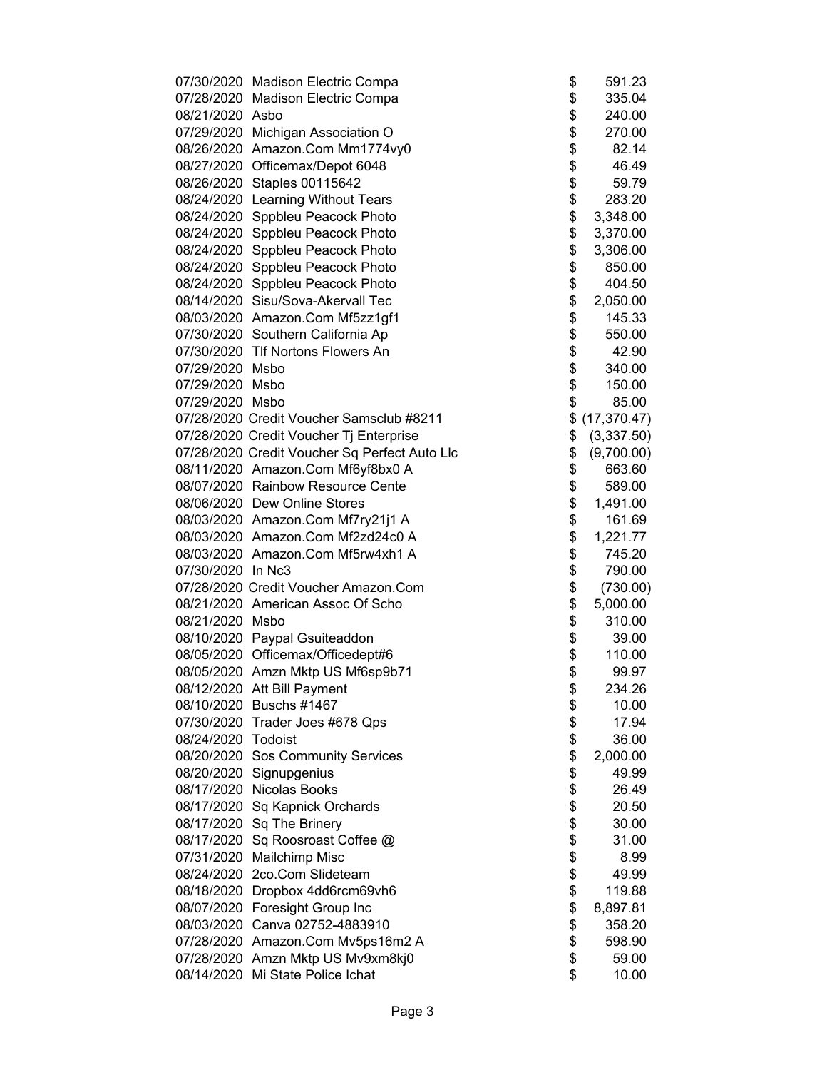| | | |
|---|---|---|
| 07/30/2020 | Madison Electric Compa | $ 591.23 |
| 07/28/2020 | Madison Electric Compa | $ 335.04 |
| 08/21/2020 | Asbo | $ 240.00 |
| 07/29/2020 | Michigan Association O | $ 270.00 |
| 08/26/2020 | Amazon.Com Mm1774vy0 | $ 82.14 |
| 08/27/2020 | Officemax/Depot 6048 | $ 46.49 |
| 08/26/2020 | Staples 00115642 | $ 59.79 |
| 08/24/2020 | Learning Without Tears | $ 283.20 |
| 08/24/2020 | Sppbleu Peacock Photo | $ 3,348.00 |
| 08/24/2020 | Sppbleu Peacock Photo | $ 3,370.00 |
| 08/24/2020 | Sppbleu Peacock Photo | $ 3,306.00 |
| 08/24/2020 | Sppbleu Peacock Photo | $ 850.00 |
| 08/24/2020 | Sppbleu Peacock Photo | $ 404.50 |
| 08/14/2020 | Sisu/Sova-Akervall Tec | $ 2,050.00 |
| 08/03/2020 | Amazon.Com Mf5zz1gf1 | $ 145.33 |
| 07/30/2020 | Southern California Ap | $ 550.00 |
| 07/30/2020 | Tlf Nortons Flowers An | $ 42.90 |
| 07/29/2020 | Msbo | $ 340.00 |
| 07/29/2020 | Msbo | $ 150.00 |
| 07/29/2020 | Msbo | $ 85.00 |
| 07/28/2020 | Credit Voucher Samsclub #8211 | $ (17,370.47) |
| 07/28/2020 | Credit Voucher Tj Enterprise | $ (3,337.50) |
| 07/28/2020 | Credit Voucher Sq Perfect Auto Llc | $ (9,700.00) |
| 08/11/2020 | Amazon.Com Mf6yf8bx0 A | $ 663.60 |
| 08/07/2020 | Rainbow Resource Cente | $ 589.00 |
| 08/06/2020 | Dew Online Stores | $ 1,491.00 |
| 08/03/2020 | Amazon.Com Mf7ry21j1 A | $ 161.69 |
| 08/03/2020 | Amazon.Com Mf2zd24c0 A | $ 1,221.77 |
| 08/03/2020 | Amazon.Com Mf5rw4xh1 A | $ 745.20 |
| 07/30/2020 | In Nc3 | $ 790.00 |
| 07/28/2020 | Credit Voucher Amazon.Com | $ (730.00) |
| 08/21/2020 | American Assoc Of Scho | $ 5,000.00 |
| 08/21/2020 | Msbo | $ 310.00 |
| 08/10/2020 | Paypal Gsuiteaddon | $ 39.00 |
| 08/05/2020 | Officemax/Officedept#6 | $ 110.00 |
| 08/05/2020 | Amzn Mktp US Mf6sp9b71 | $ 99.97 |
| 08/12/2020 | Att Bill Payment | $ 234.26 |
| 08/10/2020 | Buschs #1467 | $ 10.00 |
| 07/30/2020 | Trader Joes #678 Qps | $ 17.94 |
| 08/24/2020 | Todoist | $ 36.00 |
| 08/20/2020 | Sos Community Services | $ 2,000.00 |
| 08/20/2020 | Signupgenius | $ 49.99 |
| 08/17/2020 | Nicolas Books | $ 26.49 |
| 08/17/2020 | Sq Kapnick Orchards | $ 20.50 |
| 08/17/2020 | Sq The Brinery | $ 30.00 |
| 08/17/2020 | Sq Roosroast Coffee @ | $ 31.00 |
| 07/31/2020 | Mailchimp Misc | $ 8.99 |
| 08/24/2020 | 2co.Com Slideteam | $ 49.99 |
| 08/18/2020 | Dropbox 4dd6rcm69vh6 | $ 119.88 |
| 08/07/2020 | Foresight Group Inc | $ 8,897.81 |
| 08/03/2020 | Canva 02752-4883910 | $ 358.20 |
| 07/28/2020 | Amazon.Com Mv5ps16m2 A | $ 598.90 |
| 07/28/2020 | Amzn Mktp US Mv9xm8kj0 | $ 59.00 |
| 08/14/2020 | Mi State Police Ichat | $ 10.00 |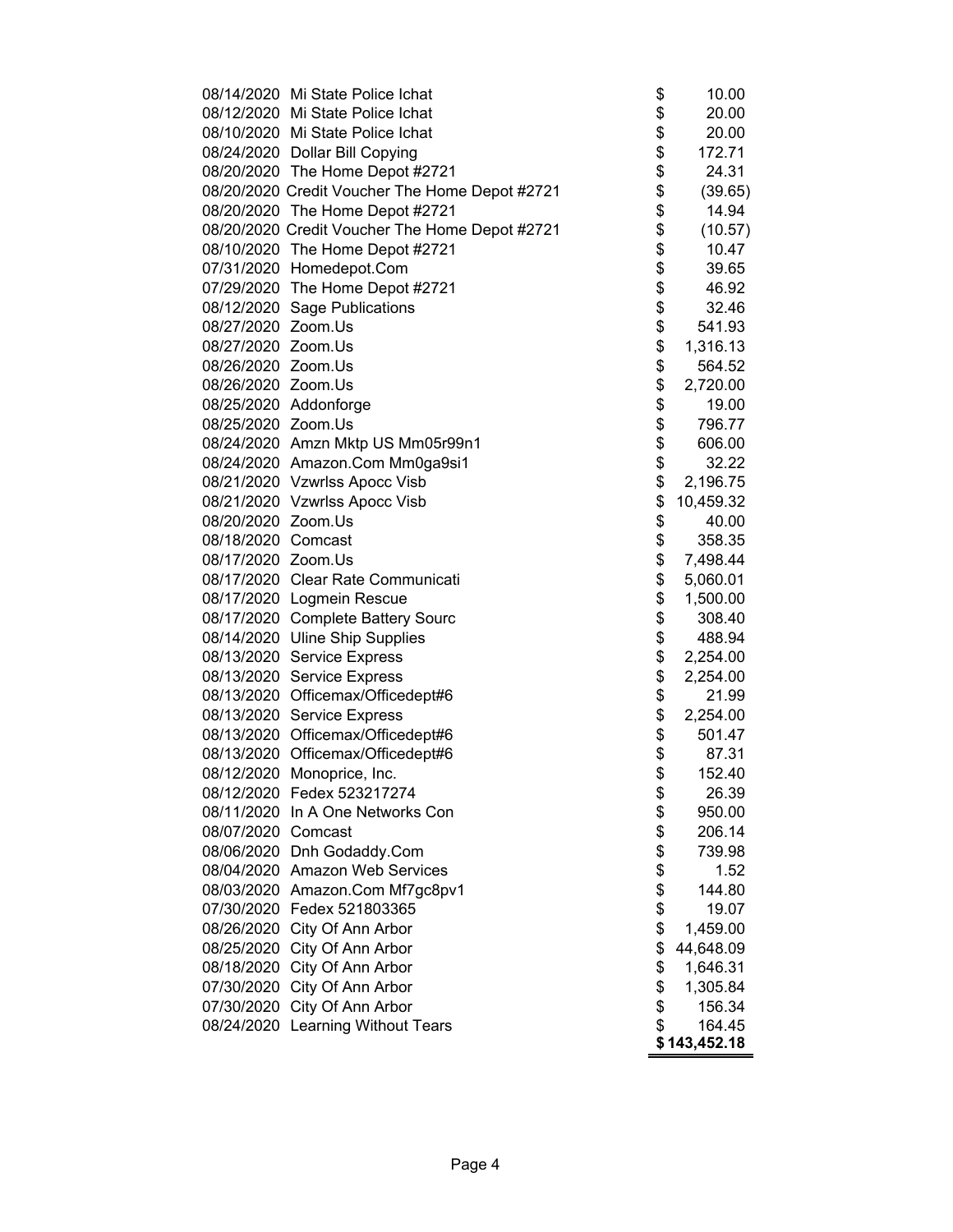| | | |
|---|---|---|
| 08/14/2020 | Mi State Police Ichat | $ 10.00 |
| 08/12/2020 | Mi State Police Ichat | $ 20.00 |
| 08/10/2020 | Mi State Police Ichat | $ 20.00 |
| 08/24/2020 | Dollar Bill Copying | $ 172.71 |
| 08/20/2020 | The Home Depot #2721 | $ 24.31 |
| 08/20/2020 | Credit Voucher The Home Depot #2721 | $ (39.65) |
| 08/20/2020 | The Home Depot #2721 | $ 14.94 |
| 08/20/2020 | Credit Voucher The Home Depot #2721 | $ (10.57) |
| 08/10/2020 | The Home Depot #2721 | $ 10.47 |
| 07/31/2020 | Homedepot.Com | $ 39.65 |
| 07/29/2020 | The Home Depot #2721 | $ 46.92 |
| 08/12/2020 | Sage Publications | $ 32.46 |
| 08/27/2020 | Zoom.Us | $ 541.93 |
| 08/27/2020 | Zoom.Us | $ 1,316.13 |
| 08/26/2020 | Zoom.Us | $ 564.52 |
| 08/26/2020 | Zoom.Us | $ 2,720.00 |
| 08/25/2020 | Addonforge | $ 19.00 |
| 08/25/2020 | Zoom.Us | $ 796.77 |
| 08/24/2020 | Amzn Mktp US Mm05r99n1 | $ 606.00 |
| 08/24/2020 | Amazon.Com Mm0ga9si1 | $ 32.22 |
| 08/21/2020 | Vzwrlss Apocc Visb | $ 2,196.75 |
| 08/21/2020 | Vzwrlss Apocc Visb | $ 10,459.32 |
| 08/20/2020 | Zoom.Us | $ 40.00 |
| 08/18/2020 | Comcast | $ 358.35 |
| 08/17/2020 | Zoom.Us | $ 7,498.44 |
| 08/17/2020 | Clear Rate Communicati | $ 5,060.01 |
| 08/17/2020 | Logmein Rescue | $ 1,500.00 |
| 08/17/2020 | Complete Battery Sourc | $ 308.40 |
| 08/14/2020 | Uline Ship Supplies | $ 488.94 |
| 08/13/2020 | Service Express | $ 2,254.00 |
| 08/13/2020 | Service Express | $ 2,254.00 |
| 08/13/2020 | Officemax/Officedept#6 | $ 21.99 |
| 08/13/2020 | Service Express | $ 2,254.00 |
| 08/13/2020 | Officemax/Officedept#6 | $ 501.47 |
| 08/13/2020 | Officemax/Officedept#6 | $ 87.31 |
| 08/12/2020 | Monoprice, Inc. | $ 152.40 |
| 08/12/2020 | Fedex 523217274 | $ 26.39 |
| 08/11/2020 | In A One Networks Con | $ 950.00 |
| 08/07/2020 | Comcast | $ 206.14 |
| 08/06/2020 | Dnh Godaddy.Com | $ 739.98 |
| 08/04/2020 | Amazon Web Services | $ 1.52 |
| 08/03/2020 | Amazon.Com Mf7gc8pv1 | $ 144.80 |
| 07/30/2020 | Fedex 521803365 | $ 19.07 |
| 08/26/2020 | City Of Ann Arbor | $ 1,459.00 |
| 08/25/2020 | City Of Ann Arbor | $ 44,648.09 |
| 08/18/2020 | City Of Ann Arbor | $ 1,646.31 |
| 07/30/2020 | City Of Ann Arbor | $ 1,305.84 |
| 07/30/2020 | City Of Ann Arbor | $ 156.34 |
| 08/24/2020 | Learning Without Tears | $ 164.45 |
| | | $ 143,452.18 |